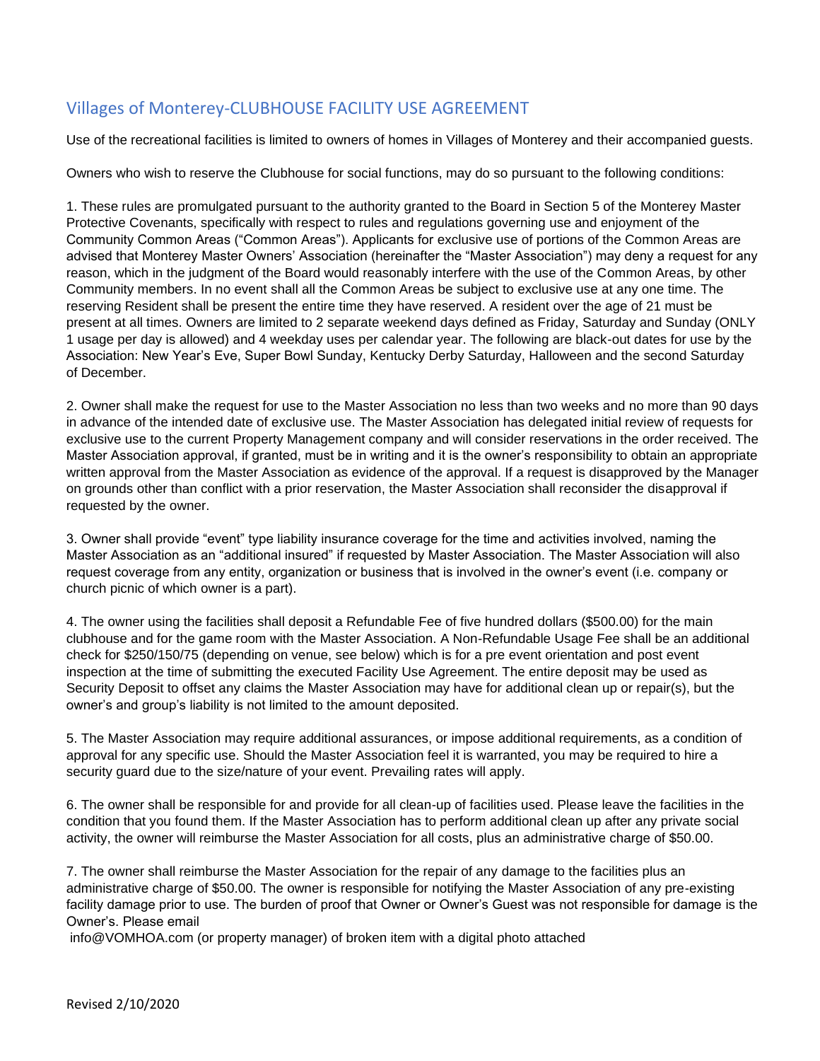## Villages of Monterey-CLUBHOUSE FACILITY USE AGREEMENT

Use of the recreational facilities is limited to owners of homes in Villages of Monterey and their accompanied guests.

Owners who wish to reserve the Clubhouse for social functions, may do so pursuant to the following conditions:

1. These rules are promulgated pursuant to the authority granted to the Board in Section 5 of the Monterey Master Protective Covenants, specifically with respect to rules and regulations governing use and enjoyment of the Community Common Areas ("Common Areas"). Applicants for exclusive use of portions of the Common Areas are advised that Monterey Master Owners' Association (hereinafter the "Master Association") may deny a request for any reason, which in the judgment of the Board would reasonably interfere with the use of the Common Areas, by other Community members. In no event shall all the Common Areas be subject to exclusive use at any one time. The reserving Resident shall be present the entire time they have reserved. A resident over the age of 21 must be present at all times. Owners are limited to 2 separate weekend days defined as Friday, Saturday and Sunday (ONLY 1 usage per day is allowed) and 4 weekday uses per calendar year. The following are black-out dates for use by the Association: New Year's Eve, Super Bowl Sunday, Kentucky Derby Saturday, Halloween and the second Saturday of December.

2. Owner shall make the request for use to the Master Association no less than two weeks and no more than 90 days in advance of the intended date of exclusive use. The Master Association has delegated initial review of requests for exclusive use to the current Property Management company and will consider reservations in the order received. The Master Association approval, if granted, must be in writing and it is the owner's responsibility to obtain an appropriate written approval from the Master Association as evidence of the approval. If a request is disapproved by the Manager on grounds other than conflict with a prior reservation, the Master Association shall reconsider the disapproval if requested by the owner.

3. Owner shall provide "event" type liability insurance coverage for the time and activities involved, naming the Master Association as an "additional insured" if requested by Master Association. The Master Association will also request coverage from any entity, organization or business that is involved in the owner's event (i.e. company or church picnic of which owner is a part).

4. The owner using the facilities shall deposit a Refundable Fee of five hundred dollars ($500.00) for the main clubhouse and for the game room with the Master Association. A Non-Refundable Usage Fee shall be an additional check for $250/150/75 (depending on venue, see below) which is for a pre event orientation and post event inspection at the time of submitting the executed Facility Use Agreement. The entire deposit may be used as Security Deposit to offset any claims the Master Association may have for additional clean up or repair(s), but the owner's and group's liability is not limited to the amount deposited.

5. The Master Association may require additional assurances, or impose additional requirements, as a condition of approval for any specific use. Should the Master Association feel it is warranted, you may be required to hire a security guard due to the size/nature of your event. Prevailing rates will apply.

6. The owner shall be responsible for and provide for all clean-up of facilities used. Please leave the facilities in the condition that you found them. If the Master Association has to perform additional clean up after any private social activity, the owner will reimburse the Master Association for all costs, plus an administrative charge of $50.00.

7. The owner shall reimburse the Master Association for the repair of any damage to the facilities plus an administrative charge of $50.00. The owner is responsible for notifying the Master Association of any pre-existing facility damage prior to use. The burden of proof that Owner or Owner's Guest was not responsible for damage is the Owner's. Please email info@VOMHOA.com (or property manager) of broken item with a digital photo attached

Revised 2/10/2020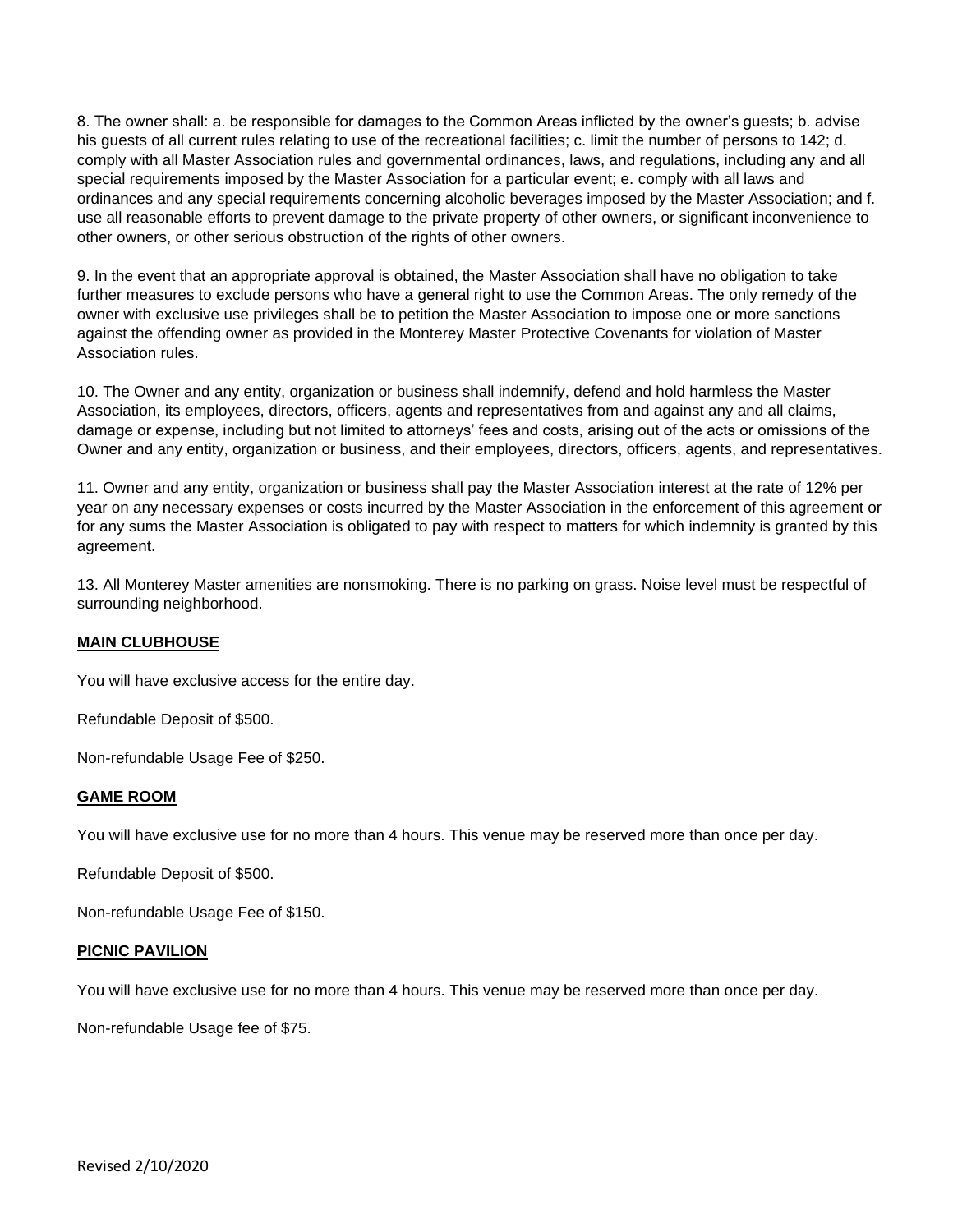8. The owner shall: a. be responsible for damages to the Common Areas inflicted by the owner's guests; b. advise his guests of all current rules relating to use of the recreational facilities; c. limit the number of persons to 142; d. comply with all Master Association rules and governmental ordinances, laws, and regulations, including any and all special requirements imposed by the Master Association for a particular event; e. comply with all laws and ordinances and any special requirements concerning alcoholic beverages imposed by the Master Association; and f. use all reasonable efforts to prevent damage to the private property of other owners, or significant inconvenience to other owners, or other serious obstruction of the rights of other owners.

9. In the event that an appropriate approval is obtained, the Master Association shall have no obligation to take further measures to exclude persons who have a general right to use the Common Areas. The only remedy of the owner with exclusive use privileges shall be to petition the Master Association to impose one or more sanctions against the offending owner as provided in the Monterey Master Protective Covenants for violation of Master Association rules.

10. The Owner and any entity, organization or business shall indemnify, defend and hold harmless the Master Association, its employees, directors, officers, agents and representatives from and against any and all claims, damage or expense, including but not limited to attorneys' fees and costs, arising out of the acts or omissions of the Owner and any entity, organization or business, and their employees, directors, officers, agents, and representatives.

11. Owner and any entity, organization or business shall pay the Master Association interest at the rate of 12% per year on any necessary expenses or costs incurred by the Master Association in the enforcement of this agreement or for any sums the Master Association is obligated to pay with respect to matters for which indemnity is granted by this agreement.

13. All Monterey Master amenities are nonsmoking. There is no parking on grass. Noise level must be respectful of surrounding neighborhood.

**MAIN CLUBHOUSE**

You will have exclusive access for the entire day.

Refundable Deposit of $500.

Non-refundable Usage Fee of $250.

**GAME ROOM**

You will have exclusive use for no more than 4 hours. This venue may be reserved more than once per day.

Refundable Deposit of $500.

Non-refundable Usage Fee of $150.

**PICNIC PAVILION**

You will have exclusive use for no more than 4 hours. This venue may be reserved more than once per day.

Non-refundable Usage fee of $75.

Revised 2/10/2020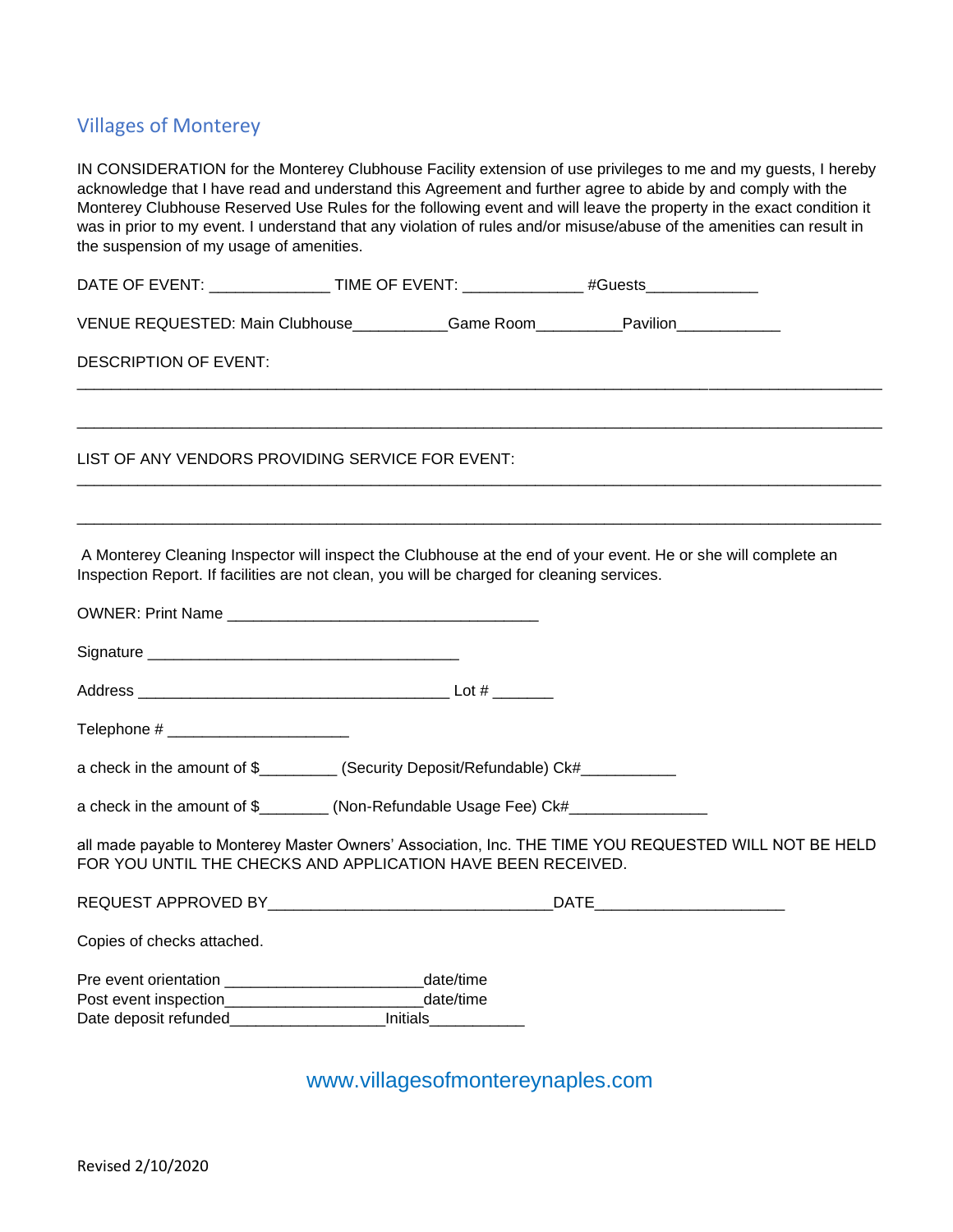## Villages of Monterey

IN CONSIDERATION for the Monterey Clubhouse Facility extension of use privileges to me and my guests, I hereby acknowledge that I have read and understand this Agreement and further agree to abide by and comply with the Monterey Clubhouse Reserved Use Rules for the following event and will leave the property in the exact condition it was in prior to my event. I understand that any violation of rules and/or misuse/abuse of the amenities can result in the suspension of my usage of amenities.

DATE OF EVENT: _____________ TIME OF EVENT: _____________ #Guests____________

VENUE REQUESTED: Main Clubhouse__________Game Room_________Pavilion___________

DESCRIPTION OF EVENT:

________________________________________________________________________________

________________________________________________________________________________

LIST OF ANY VENDORS PROVIDING SERVICE FOR EVENT:

________________________________________________________________________________

________________________________________________________________________________

A Monterey Cleaning Inspector will inspect the Clubhouse at the end of your event. He or she will complete an Inspection Report. If facilities are not clean, you will be charged for cleaning services.

OWNER: Print Name ___________________________________

Signature ___________________________________

Address ___________________________________ Lot # _______

Telephone # ____________________

a check in the amount of $_________ (Security Deposit/Refundable) Ck#___________

a check in the amount of $________ (Non-Refundable Usage Fee) Ck#_______________

all made payable to Monterey Master Owners' Association, Inc. THE TIME YOU REQUESTED WILL NOT BE HELD FOR YOU UNTIL THE CHECKS AND APPLICATION HAVE BEEN RECEIVED.

REQUEST APPROVED BY_______________________________DATE_____________________

Copies of checks attached.

Pre event orientation ______________________date/time
Post event inspection______________________date/time
Date deposit refunded_________________Initials__________

www.villagesofmontereynaples.com

Revised 2/10/2020